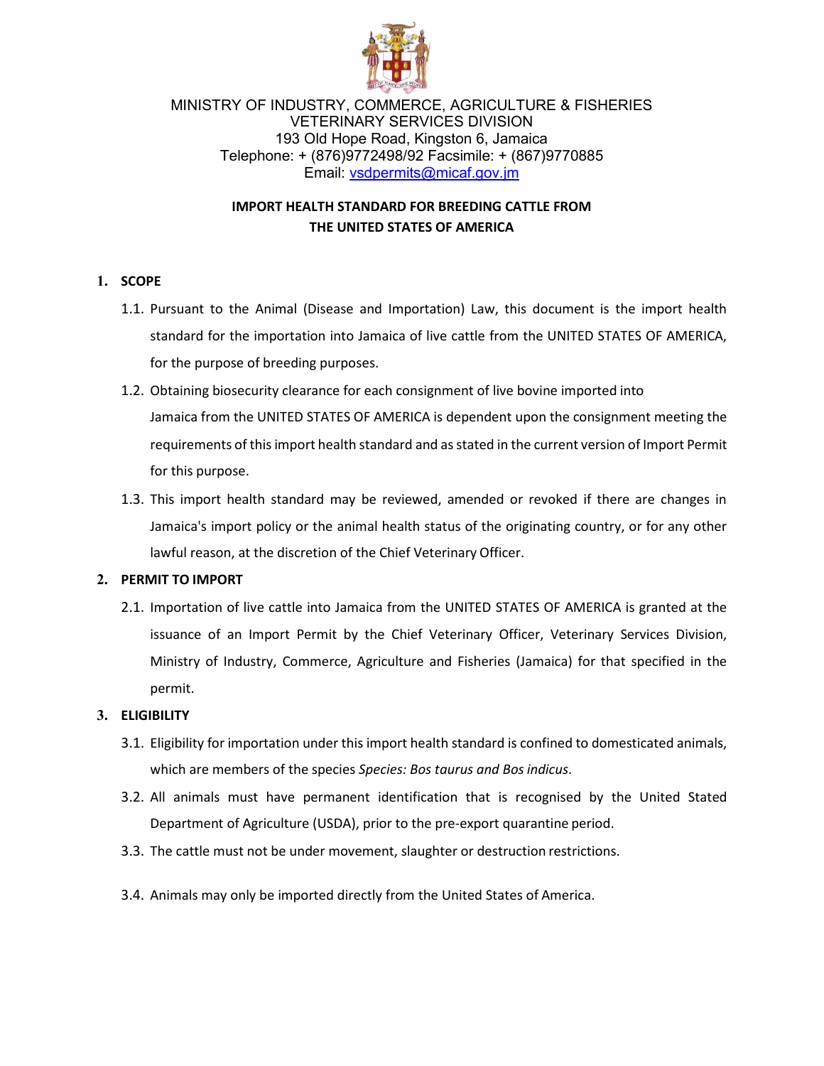MINISTRY OF INDUSTRY, COMMERCE, AGRICULTURE & FISHERIES
VETERINARY SERVICES DIVISION
193 Old Hope Road, Kingston 6, Jamaica
Telephone: + (876)9772498/92 Facsimile: + (867)9770885
Email: vsdpermits@micaf.gov.jm

# IMPORT HEALTH STANDARD FOR BREEDING CATTLE FROM THE UNITED STATES OF AMERICA

## 1. SCOPE

1.1. Pursuant to the Animal (Disease and Importation) Law, this document is the import health standard for the importation into Jamaica of live cattle from the UNITED STATES OF AMERICA, for the purpose of breeding purposes.

1.2. Obtaining biosecurity clearance for each consignment of live bovine imported into Jamaica from the UNITED STATES OF AMERICA is dependent upon the consignment meeting the requirements of this import health standard and as stated in the current version of Import Permit for this purpose.

1.3. This import health standard may be reviewed, amended or revoked if there are changes in Jamaica's import policy or the animal health status of the originating country, or for any other lawful reason, at the discretion of the Chief Veterinary Officer.

## 2. PERMIT TO IMPORT

2.1. Importation of live cattle into Jamaica from the UNITED STATES OF AMERICA is granted at the issuance of an Import Permit by the Chief Veterinary Officer, Veterinary Services Division, Ministry of Industry, Commerce, Agriculture and Fisheries (Jamaica) for that specified in the permit.

## 3. ELIGIBILITY

3.1. Eligibility for importation under this import health standard is confined to domesticated animals, which are members of the species *Species: Bos taurus and Bos indicus*.

3.2. All animals must have permanent identification that is recognised by the United Stated Department of Agriculture (USDA), prior to the pre-export quarantine period.

3.3. The cattle must not be under movement, slaughter or destruction restrictions.

3.4. Animals may only be imported directly from the United States of America.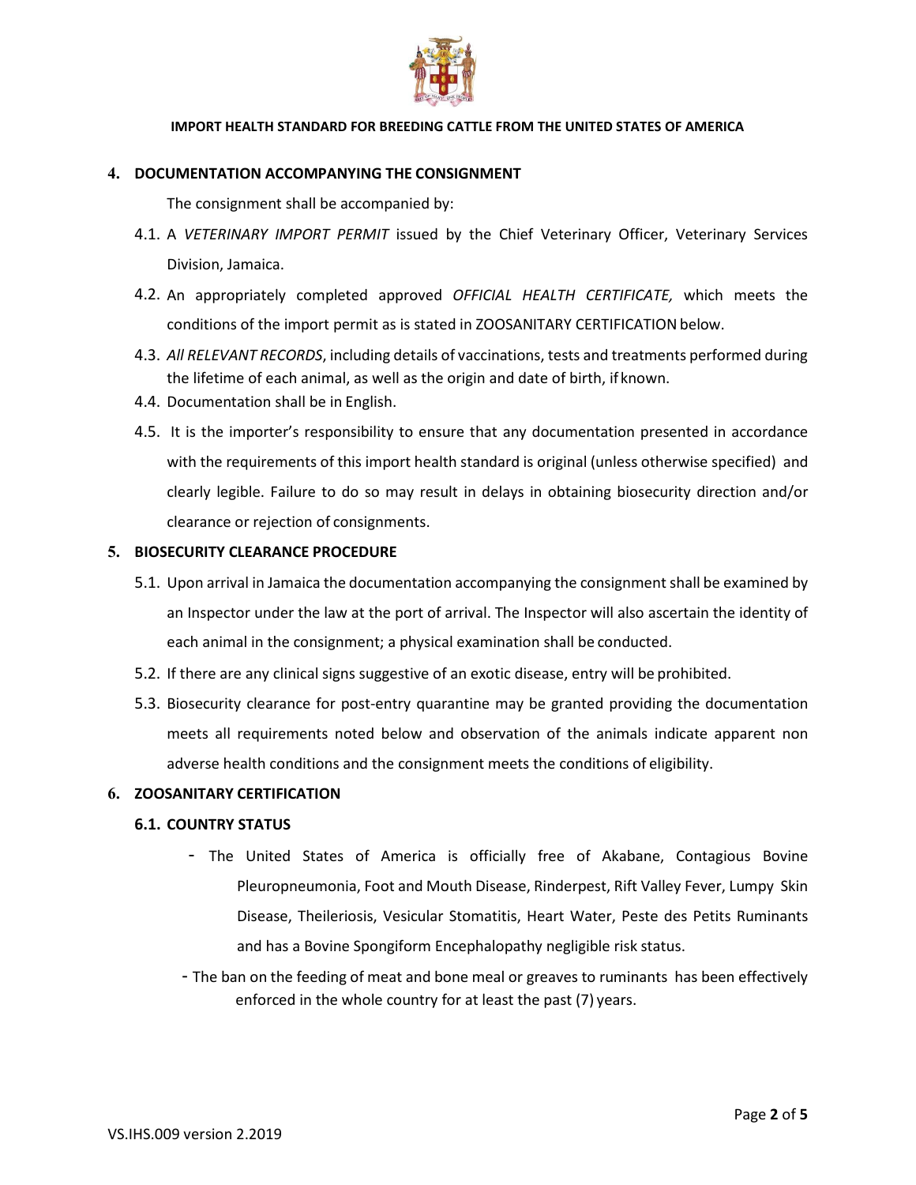## 4. DOCUMENTATION ACCOMPANYING THE CONSIGNMENT

The consignment shall be accompanied by:

4.1. A *VETERINARY IMPORT PERMIT* issued by the Chief Veterinary Officer, Veterinary Services Division, Jamaica.

4.2. An appropriately completed approved *OFFICIAL HEALTH CERTIFICATE,* which meets the conditions of the import permit as is stated in ZOOSANITARY CERTIFICATION below.

4.3. *All RELEVANT RECORDS*, including details of vaccinations, tests and treatments performed during the lifetime of each animal, as well as the origin and date of birth, if known.

4.4. Documentation shall be in English.

4.5. It is the importer's responsibility to ensure that any documentation presented in accordance with the requirements of this import health standard is original (unless otherwise specified) and clearly legible. Failure to do so may result in delays in obtaining biosecurity direction and/or clearance or rejection of consignments.

## 5. BIOSECURITY CLEARANCE PROCEDURE

5.1. Upon arrival in Jamaica the documentation accompanying the consignment shall be examined by an Inspector under the law at the port of arrival. The Inspector will also ascertain the identity of each animal in the consignment; a physical examination shall be conducted.

5.2. If there are any clinical signs suggestive of an exotic disease, entry will be prohibited.

5.3. Biosecurity clearance for post-entry quarantine may be granted providing the documentation meets all requirements noted below and observation of the animals indicate apparent non adverse health conditions and the consignment meets the conditions of eligibility.

## 6. ZOOSANITARY CERTIFICATION

### 6.1. COUNTRY STATUS

- The United States of America is officially free of Akabane, Contagious Bovine Pleuropneumonia, Foot and Mouth Disease, Rinderpest, Rift Valley Fever, Lumpy Skin Disease, Theileriosis, Vesicular Stomatitis, Heart Water, Peste des Petits Ruminants and has a Bovine Spongiform Encephalopathy negligible risk status.
- The ban on the feeding of meat and bone meal or greaves to ruminants has been effectively enforced in the whole country for at least the past (7) years.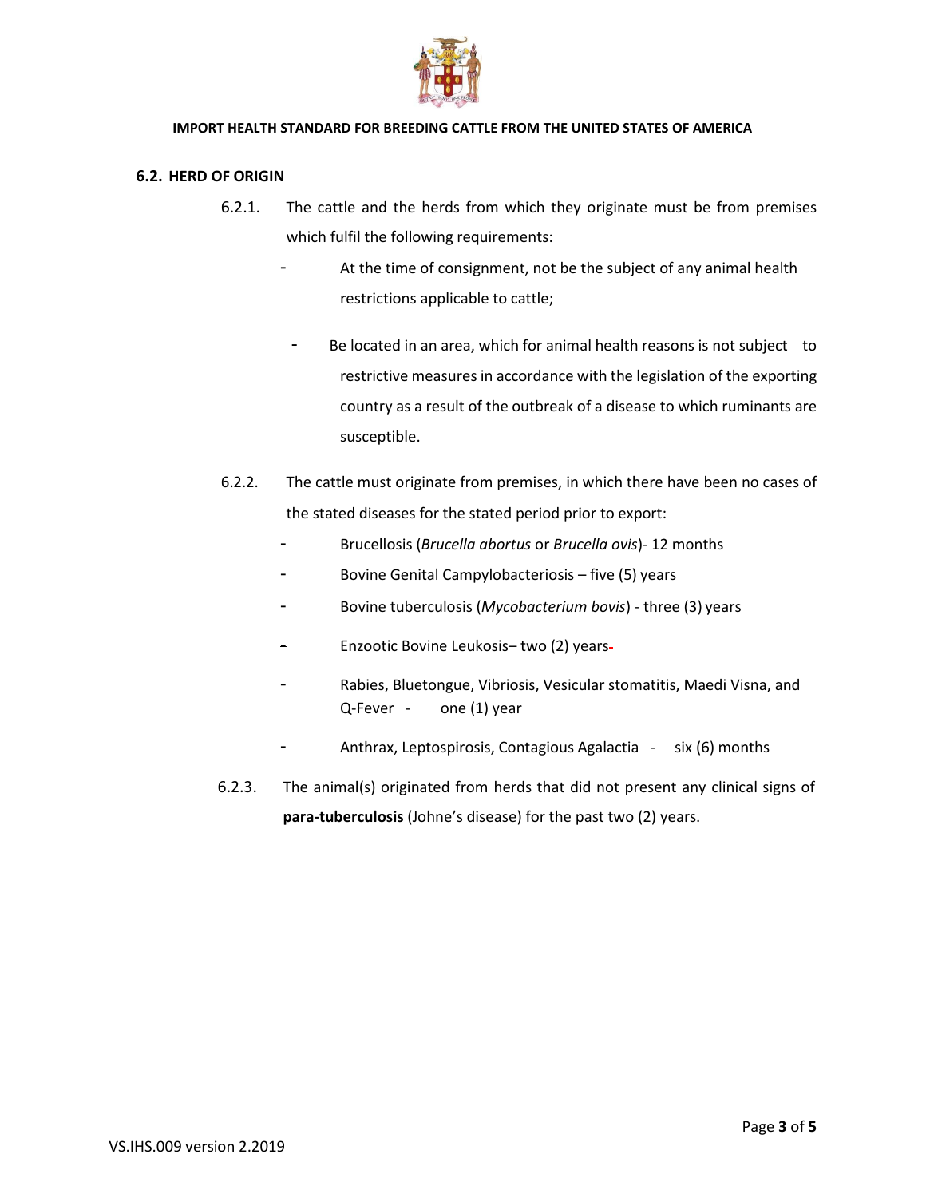## 6.2. HERD OF ORIGIN

6.2.1. The cattle and the herds from which they originate must be from premises which fulfil the following requirements:

- At the time of consignment, not be the subject of any animal health restrictions applicable to cattle;
- Be located in an area, which for animal health reasons is not subject to restrictive measures in accordance with the legislation of the exporting country as a result of the outbreak of a disease to which ruminants are susceptible.

6.2.2. The cattle must originate from premises, in which there have been no cases of the stated diseases for the stated period prior to export:

- Brucellosis (*Brucella abortus* or *Brucella ovis*)- 12 months
- Bovine Genital Campylobacteriosis – five (5) years
- Bovine tuberculosis (*Mycobacterium bovis*) - three (3) years
- Enzootic Bovine Leukosis– two (2) years-
- Rabies, Bluetongue, Vibriosis, Vesicular stomatitis, Maedi Visna, and Q-Fever - one (1) year
- Anthrax, Leptospirosis, Contagious Agalactia - six (6) months

6.2.3. The animal(s) originated from herds that did not present any clinical signs of **para-tuberculosis** (Johne's disease) for the past two (2) years.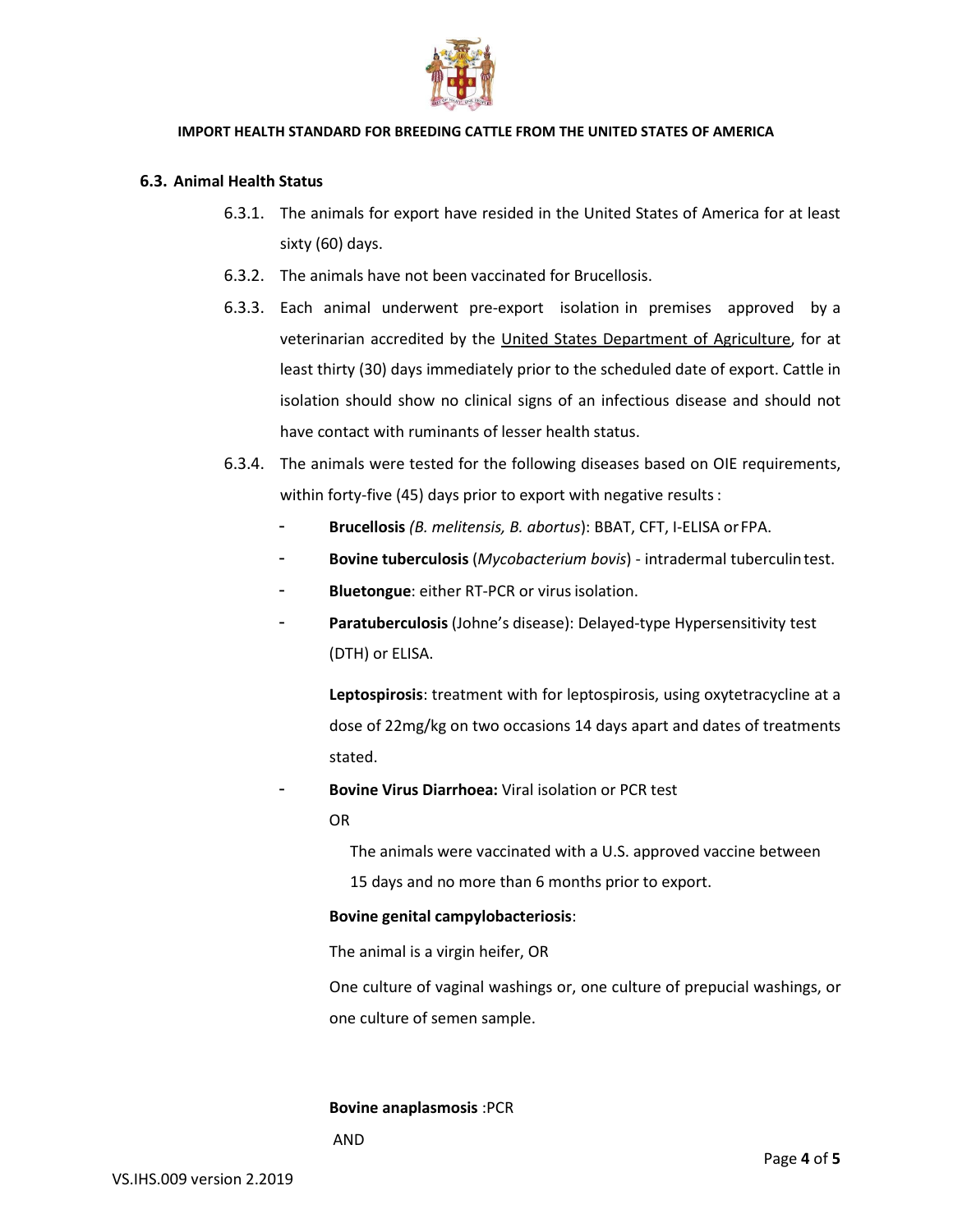### 6.3. Animal Health Status

6.3.1. The animals for export have resided in the United States of America for at least sixty (60) days.

6.3.2. The animals have not been vaccinated for Brucellosis.

6.3.3. Each animal underwent pre-export isolation in premises approved by a veterinarian accredited by the United States Department of Agriculture, for at least thirty (30) days immediately prior to the scheduled date of export. Cattle in isolation should show no clinical signs of an infectious disease and should not have contact with ruminants of lesser health status.

6.3.4. The animals were tested for the following diseases based on OIE requirements, within forty-five (45) days prior to export with negative results :

- **Brucellosis** *(B. melitensis, B. abortus)*: BBAT, CFT, I-ELISA or FPA.
- **Bovine tuberculosis** (*Mycobacterium bovis*) - intradermal tuberculin test.
- **Bluetongue**: either RT-PCR or virus isolation.
- **Paratuberculosis** (Johne's disease): Delayed-type Hypersensitivity test (DTH) or ELISA.

  **Leptospirosis**: treatment with for leptospirosis, using oxytetracycline at a dose of 22mg/kg on two occasions 14 days apart and dates of treatments stated.

- **Bovine Virus Diarrhoea:** Viral isolation or PCR test

  OR

  The animals were vaccinated with a U.S. approved vaccine between 15 days and no more than 6 months prior to export.

  **Bovine genital campylobacteriosis**:

  The animal is a virgin heifer, OR

  One culture of vaginal washings or, one culture of prepucial washings, or one culture of semen sample.

  **Bovine anaplasmosis** :PCR

  AND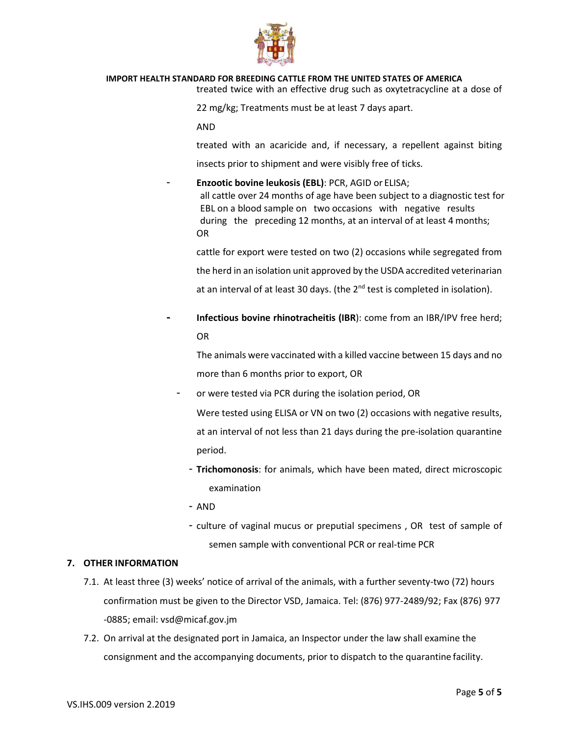treated twice with an effective drug such as oxytetracycline at a dose of 22 mg/kg; Treatments must be at least 7 days apart.

AND

treated with an acaricide and, if necessary, a repellent against biting insects prior to shipment and were visibly free of ticks.

- **Enzootic bovine leukosis (EBL)**: PCR, AGID or ELISA;
  all cattle over 24 months of age have been subject to a diagnostic test for EBL on a blood sample on two occasions with negative results during the preceding 12 months, at an interval of at least 4 months;
  OR

  cattle for export were tested on two (2) occasions while segregated from the herd in an isolation unit approved by the USDA accredited veterinarian at an interval of at least 30 days. (the 2nd test is completed in isolation).

- **Infectious bovine rhinotracheitis (IBR)**: come from an IBR/IPV free herd;

  OR

  The animals were vaccinated with a killed vaccine between 15 days and no more than 6 months prior to export, OR

- or were tested via PCR during the isolation period, OR

  Were tested using ELISA or VN on two (2) occasions with negative results, at an interval of not less than 21 days during the pre-isolation quarantine period.

- **Trichomonosis**: for animals, which have been mated, direct microscopic examination
- AND
- culture of vaginal mucus or preputial specimens , OR test of sample of semen sample with conventional PCR or real-time PCR

## 7. OTHER INFORMATION

7.1. At least three (3) weeks' notice of arrival of the animals, with a further seventy-two (72) hours confirmation must be given to the Director VSD, Jamaica. Tel: (876) 977-2489/92; Fax (876) 977 -0885; email: vsd@micaf.gov.jm

7.2. On arrival at the designated port in Jamaica, an Inspector under the law shall examine the consignment and the accompanying documents, prior to dispatch to the quarantine facility.

VS.IHS.009 version 2.2019